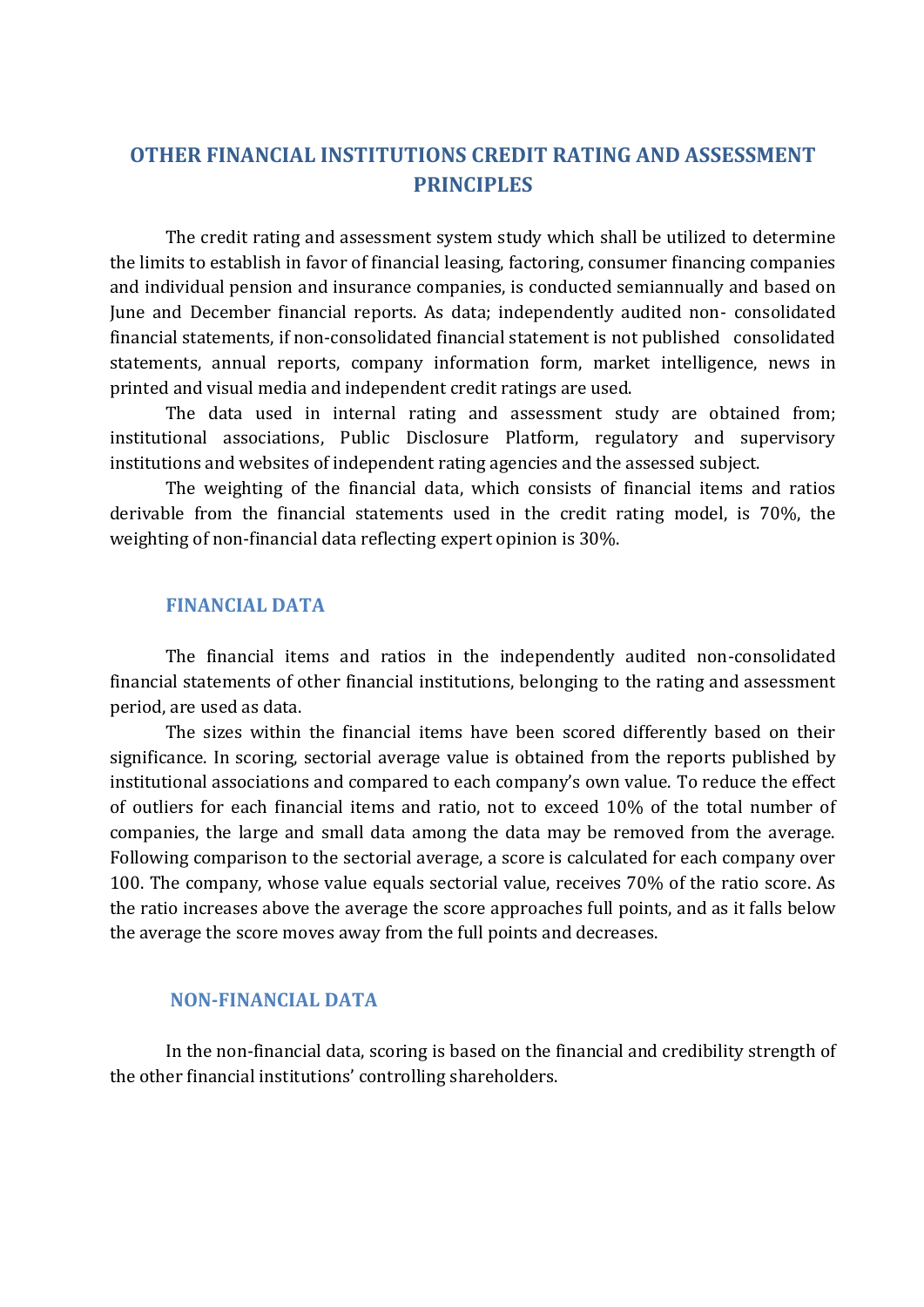# OTHER FINANCIAL INSTITUTIONS CREDIT RATING AND ASSESSMENT PRINCIPLES

The credit rating and assessment system study which shall be utilized to determine the limits to establish in favor of financial leasing, factoring, consumer financing companies and individual pension and insurance companies, is conducted semiannually and based on June and December financial reports. As data; independently audited non- consolidated financial statements, if non-consolidated financial statement is not published consolidated statements, annual reports, company information form, market intelligence, news in printed and visual media and independent credit ratings are used.

The data used in internal rating and assessment study are obtained from; institutional associations, Public Disclosure Platform, regulatory and supervisory institutions and websites of independent rating agencies and the assessed subject.

The weighting of the financial data, which consists of financial items and ratios derivable from the financial statements used in the credit rating model, is 70%, the weighting of non-financial data reflecting expert opinion is 30%.

## FINANCIAL DATA

The financial items and ratios in the independently audited non-consolidated financial statements of other financial institutions, belonging to the rating and assessment period, are used as data.

The sizes within the financial items have been scored differently based on their significance. In scoring, sectorial average value is obtained from the reports published by institutional associations and compared to each company's own value. To reduce the effect of outliers for each financial items and ratio, not to exceed 10% of the total number of companies, the large and small data among the data may be removed from the average. Following comparison to the sectorial average, a score is calculated for each company over 100. The company, whose value equals sectorial value, receives 70% of the ratio score. As the ratio increases above the average the score approaches full points, and as it falls below the average the score moves away from the full points and decreases.

## NON-FINANCIAL DATA

In the non-financial data, scoring is based on the financial and credibility strength of the other financial institutions' controlling shareholders.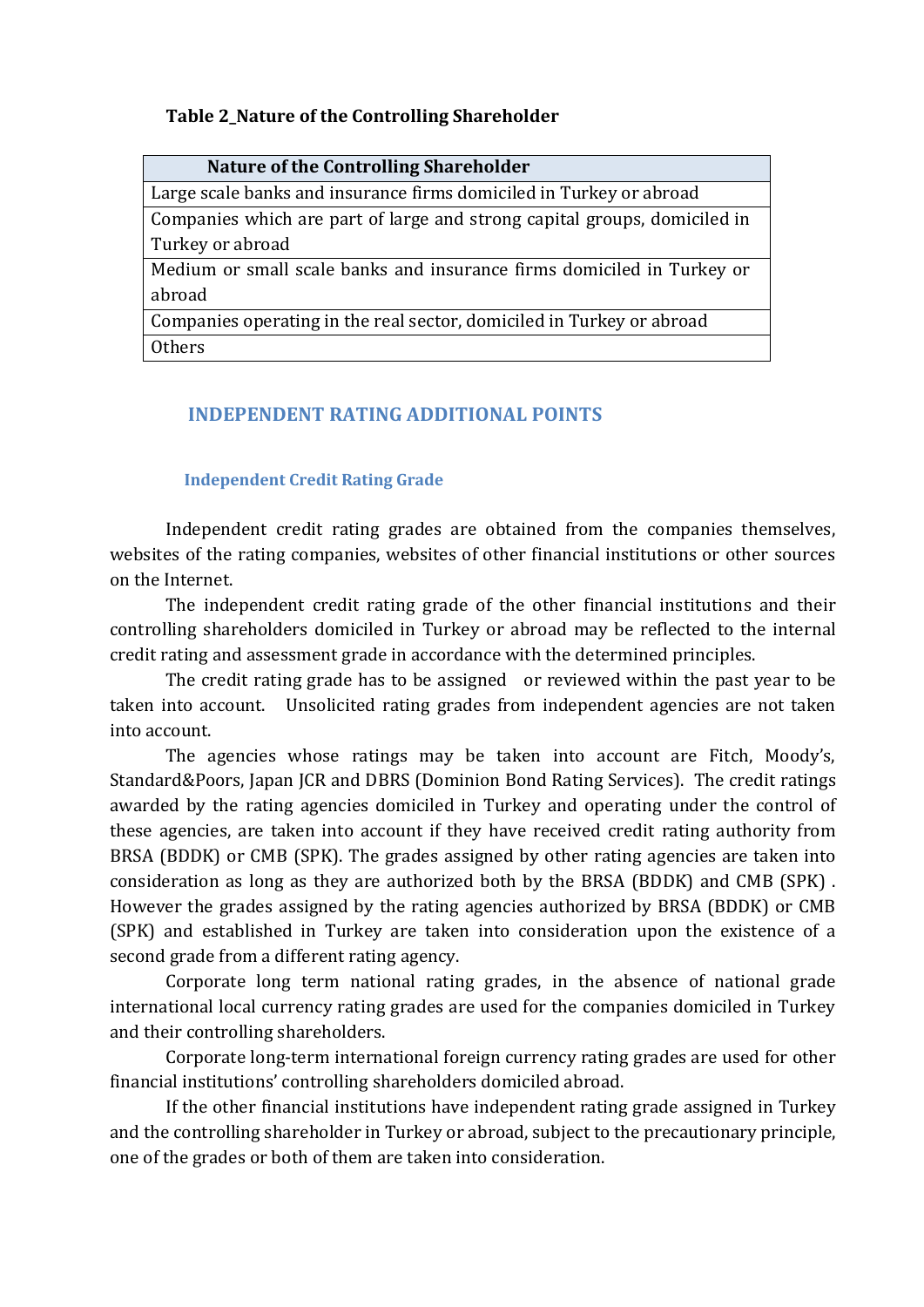**Table 2_Nature of the Controlling Shareholder**

| Nature of the Controlling Shareholder |
|---|
| Large scale banks and insurance firms domiciled in Turkey or abroad |
| Companies which are part of large and strong capital groups, domiciled in Turkey or abroad |
| Medium or small scale banks and insurance firms domiciled in Turkey or abroad |
| Companies operating in the real sector, domiciled in Turkey or abroad |
| Others |

## INDEPENDENT RATING ADDITIONAL POINTS

### Independent Credit Rating Grade

Independent credit rating grades are obtained from the companies themselves, websites of the rating companies, websites of other financial institutions or other sources on the Internet.

The independent credit rating grade of the other financial institutions and their controlling shareholders domiciled in Turkey or abroad may be reflected to the internal credit rating and assessment grade in accordance with the determined principles.

The credit rating grade has to be assigned or reviewed within the past year to be taken into account. Unsolicited rating grades from independent agencies are not taken into account.

The agencies whose ratings may be taken into account are Fitch, Moody's, Standard&Poors, Japan JCR and DBRS (Dominion Bond Rating Services). The credit ratings awarded by the rating agencies domiciled in Turkey and operating under the control of these agencies, are taken into account if they have received credit rating authority from BRSA (BDDK) or CMB (SPK). The grades assigned by other rating agencies are taken into consideration as long as they are authorized both by the BRSA (BDDK) and CMB (SPK) . However the grades assigned by the rating agencies authorized by BRSA (BDDK) or CMB (SPK) and established in Turkey are taken into consideration upon the existence of a second grade from a different rating agency.

Corporate long term national rating grades, in the absence of national grade international local currency rating grades are used for the companies domiciled in Turkey and their controlling shareholders.

Corporate long-term international foreign currency rating grades are used for other financial institutions' controlling shareholders domiciled abroad.

If the other financial institutions have independent rating grade assigned in Turkey and the controlling shareholder in Turkey or abroad, subject to the precautionary principle, one of the grades or both of them are taken into consideration.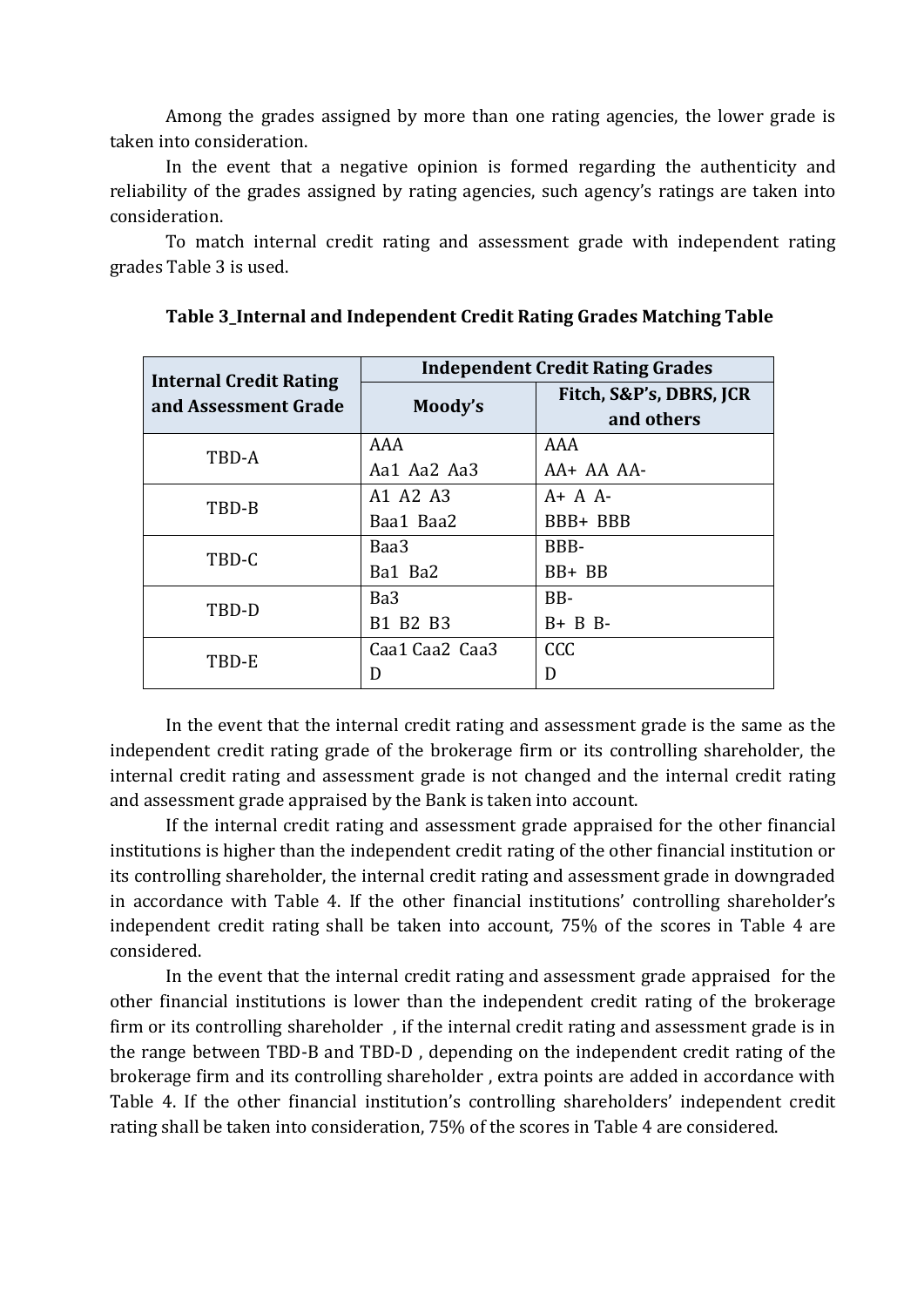Among the grades assigned by more than one rating agencies, the lower grade is taken into consideration.

In the event that a negative opinion is formed regarding the authenticity and reliability of the grades assigned by rating agencies, such agency's ratings are taken into consideration.

To match internal credit rating and assessment grade with independent rating grades Table 3 is used.

**Table 3_Internal and Independent Credit Rating Grades Matching Table**

| Internal Credit Rating and Assessment Grade | Independent Credit Rating Grades | |
|---|---|---|
| | **Moody's** | **Fitch, S&P's, DBRS, JCR and others** |
| TBD-A | AAA<br>Aa1 Aa2 Aa3 | AAA<br>AA+ AA AA- |
| TBD-B | A1 A2 A3<br>Baa1 Baa2 | A+ A A-<br>BBB+ BBB |
| TBD-C | Baa3<br>Ba1 Ba2 | BBB-<br>BB+ BB |
| TBD-D | Ba3<br>B1 B2 B3 | BB-<br>B+ B B- |
| TBD-E | Caa1 Caa2 Caa3<br>D | CCC<br>D |

In the event that the internal credit rating and assessment grade is the same as the independent credit rating grade of the brokerage firm or its controlling shareholder, the internal credit rating and assessment grade is not changed and the internal credit rating and assessment grade appraised by the Bank is taken into account.

If the internal credit rating and assessment grade appraised for the other financial institutions is higher than the independent credit rating of the other financial institution or its controlling shareholder, the internal credit rating and assessment grade in downgraded in accordance with Table 4. If the other financial institutions' controlling shareholder's independent credit rating shall be taken into account, 75% of the scores in Table 4 are considered.

In the event that the internal credit rating and assessment grade appraised for the other financial institutions is lower than the independent credit rating of the brokerage firm or its controlling shareholder , if the internal credit rating and assessment grade is in the range between TBD-B and TBD-D , depending on the independent credit rating of the brokerage firm and its controlling shareholder , extra points are added in accordance with Table 4. If the other financial institution's controlling shareholders' independent credit rating shall be taken into consideration, 75% of the scores in Table 4 are considered.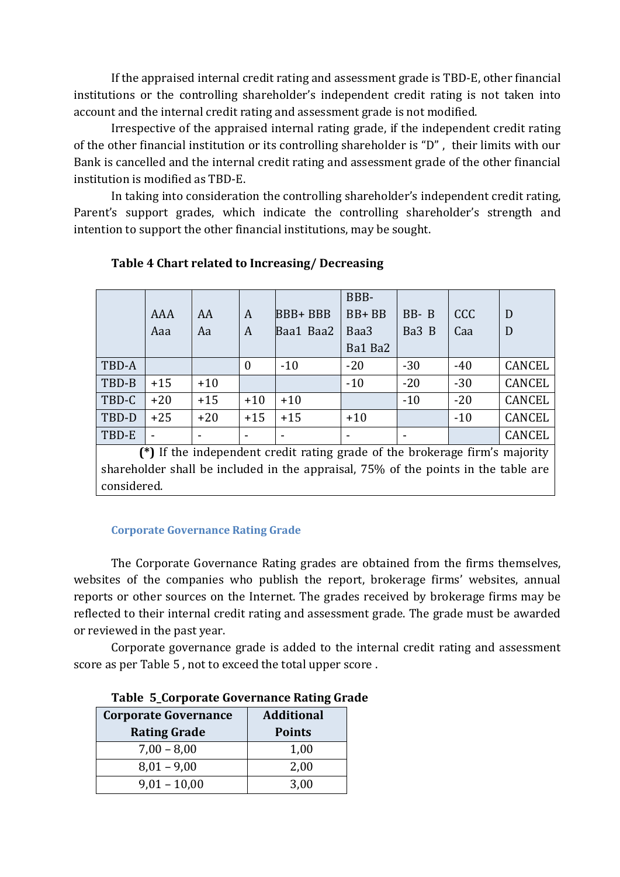If the appraised internal credit rating and assessment grade is TBD-E, other financial institutions or the controlling shareholder's independent credit rating is not taken into account and the internal credit rating and assessment grade is not modified.

Irrespective of the appraised internal rating grade, if the independent credit rating of the other financial institution or its controlling shareholder is "D" , their limits with our Bank is cancelled and the internal credit rating and assessment grade of the other financial institution is modified as TBD-E.

In taking into consideration the controlling shareholder's independent credit rating, Parent's support grades, which indicate the controlling shareholder's strength and intention to support the other financial institutions, may be sought.

**Table 4 Chart related to Increasing/ Decreasing**

| | AAA Aaa | AA Aa | A A | BBB+ BBB Baa1 Baa2 | BBB- BB+ BB Baa3 Ba1 Ba2 | BB- B Ba3 B | CCC Caa | D D |
|---|---|---|---|---|---|---|---|---|
| TBD-A | | | 0 | -10 | -20 | -30 | -40 | CANCEL |
| TBD-B | +15 | +10 | | | -10 | -20 | -30 | CANCEL |
| TBD-C | +20 | +15 | +10 | +10 | | -10 | -20 | CANCEL |
| TBD-D | +25 | +20 | +15 | +15 | +10 | | -10 | CANCEL |
| TBD-E | - | - | - | - | - | - | | CANCEL |

**(*)** If the independent credit rating grade of the brokerage firm's majority shareholder shall be included in the appraisal, 75% of the points in the table are considered.

### Corporate Governance Rating Grade

The Corporate Governance Rating grades are obtained from the firms themselves, websites of the companies who publish the report, brokerage firms' websites, annual reports or other sources on the Internet. The grades received by brokerage firms may be reflected to their internal credit rating and assessment grade. The grade must be awarded or reviewed in the past year.

Corporate governance grade is added to the internal credit rating and assessment score as per Table 5 , not to exceed the total upper score .

**Table 5_Corporate Governance Rating Grade**

| Corporate Governance Rating Grade | Additional Points |
|---|---|
| 7,00 – 8,00 | 1,00 |
| 8,01 – 9,00 | 2,00 |
| 9,01 – 10,00 | 3,00 |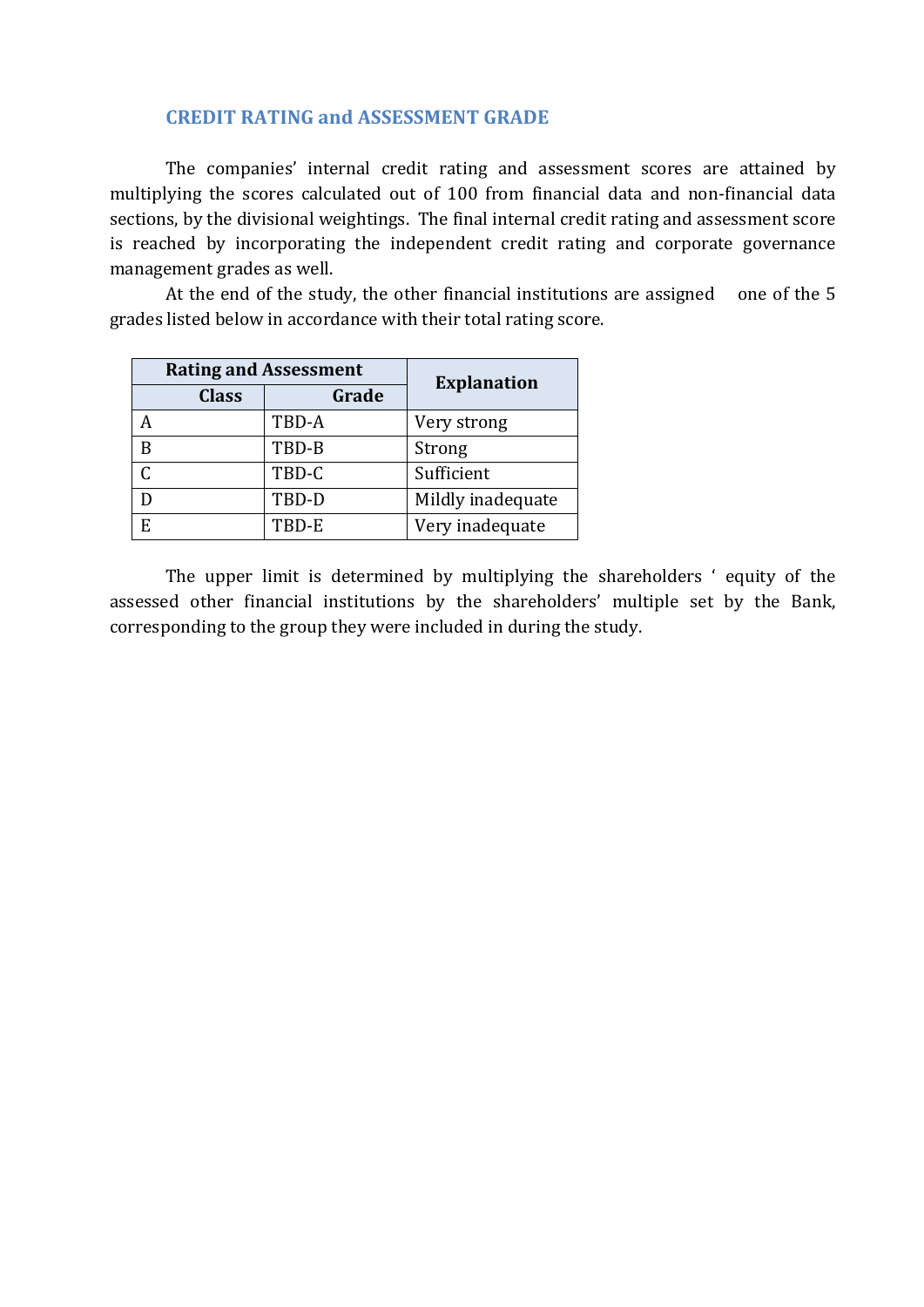## CREDIT RATING and ASSESSMENT GRADE

The companies' internal credit rating and assessment scores are attained by multiplying the scores calculated out of 100 from financial data and non-financial data sections, by the divisional weightings. The final internal credit rating and assessment score is reached by incorporating the independent credit rating and corporate governance management grades as well.

At the end of the study, the other financial institutions are assigned one of the 5 grades listed below in accordance with their total rating score.

| Rating and Assessment | | Explanation |
|---|---|---|
| **Class** | **Grade** | |
| A | TBD-A | Very strong |
| B | TBD-B | Strong |
| C | TBD-C | Sufficient |
| D | TBD-D | Mildly inadequate |
| E | TBD-E | Very inadequate |

The upper limit is determined by multiplying the shareholders ' equity of the assessed other financial institutions by the shareholders' multiple set by the Bank, corresponding to the group they were included in during the study.